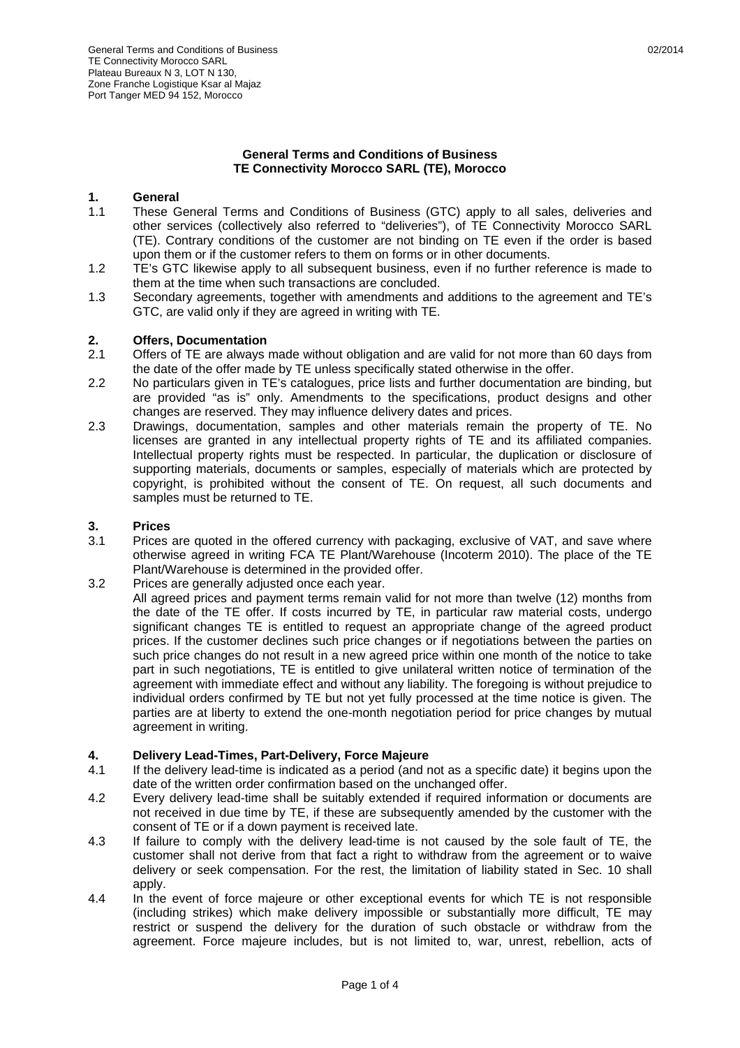General Terms and Conditions of Business
TE Connectivity Morocco SARL
Plateau Bureaux N 3, LOT N 130,
Zone Franche Logistique Ksar al Majaz
Port Tanger MED 94 152, Morocco

02/2014

**General Terms and Conditions of Business**
**TE Connectivity Morocco SARL (TE), Morocco**

## 1. General

1.1 These General Terms and Conditions of Business (GTC) apply to all sales, deliveries and other services (collectively also referred to "deliveries"), of TE Connectivity Morocco SARL (TE). Contrary conditions of the customer are not binding on TE even if the order is based upon them or if the customer refers to them on forms or in other documents.

1.2 TE's GTC likewise apply to all subsequent business, even if no further reference is made to them at the time when such transactions are concluded.

1.3 Secondary agreements, together with amendments and additions to the agreement and TE's GTC, are valid only if they are agreed in writing with TE.

## 2. Offers, Documentation

2.1 Offers of TE are always made without obligation and are valid for not more than 60 days from the date of the offer made by TE unless specifically stated otherwise in the offer.

2.2 No particulars given in TE's catalogues, price lists and further documentation are binding, but are provided "as is" only. Amendments to the specifications, product designs and other changes are reserved. They may influence delivery dates and prices.

2.3 Drawings, documentation, samples and other materials remain the property of TE. No licenses are granted in any intellectual property rights of TE and its affiliated companies. Intellectual property rights must be respected. In particular, the duplication or disclosure of supporting materials, documents or samples, especially of materials which are protected by copyright, is prohibited without the consent of TE. On request, all such documents and samples must be returned to TE.

## 3. Prices

3.1 Prices are quoted in the offered currency with packaging, exclusive of VAT, and save where otherwise agreed in writing FCA TE Plant/Warehouse (Incoterm 2010). The place of the TE Plant/Warehouse is determined in the provided offer.

3.2 Prices are generally adjusted once each year.
All agreed prices and payment terms remain valid for not more than twelve (12) months from the date of the TE offer. If costs incurred by TE, in particular raw material costs, undergo significant changes TE is entitled to request an appropriate change of the agreed product prices. If the customer declines such price changes or if negotiations between the parties on such price changes do not result in a new agreed price within one month of the notice to take part in such negotiations, TE is entitled to give unilateral written notice of termination of the agreement with immediate effect and without any liability. The foregoing is without prejudice to individual orders confirmed by TE but not yet fully processed at the time notice is given. The parties are at liberty to extend the one-month negotiation period for price changes by mutual agreement in writing.

## 4. Delivery Lead-Times, Part-Delivery, Force Majeure

4.1 If the delivery lead-time is indicated as a period (and not as a specific date) it begins upon the date of the written order confirmation based on the unchanged offer.

4.2 Every delivery lead-time shall be suitably extended if required information or documents are not received in due time by TE, if these are subsequently amended by the customer with the consent of TE or if a down payment is received late.

4.3 If failure to comply with the delivery lead-time is not caused by the sole fault of TE, the customer shall not derive from that fact a right to withdraw from the agreement or to waive delivery or seek compensation. For the rest, the limitation of liability stated in Sec. 10 shall apply.

4.4 In the event of force majeure or other exceptional events for which TE is not responsible (including strikes) which make delivery impossible or substantially more difficult, TE may restrict or suspend the delivery for the duration of such obstacle or withdraw from the agreement. Force majeure includes, but is not limited to, war, unrest, rebellion, acts of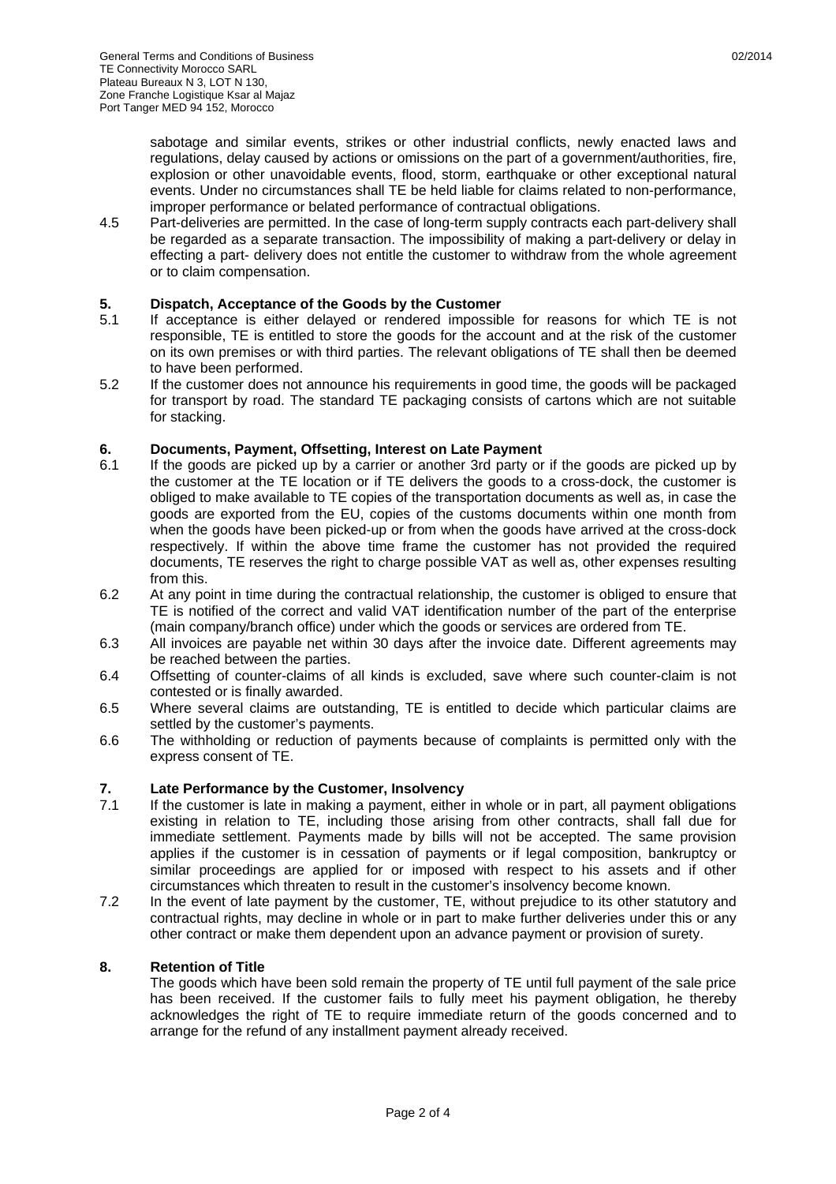sabotage and similar events, strikes or other industrial conflicts, newly enacted laws and regulations, delay caused by actions or omissions on the part of a government/authorities, fire, explosion or other unavoidable events, flood, storm, earthquake or other exceptional natural events. Under no circumstances shall TE be held liable for claims related to non-performance, improper performance or belated performance of contractual obligations.

4.5 Part-deliveries are permitted. In the case of long-term supply contracts each part-delivery shall be regarded as a separate transaction. The impossibility of making a part-delivery or delay in effecting a part- delivery does not entitle the customer to withdraw from the whole agreement or to claim compensation.

## 5. Dispatch, Acceptance of the Goods by the Customer

5.1 If acceptance is either delayed or rendered impossible for reasons for which TE is not responsible, TE is entitled to store the goods for the account and at the risk of the customer on its own premises or with third parties. The relevant obligations of TE shall then be deemed to have been performed.

5.2 If the customer does not announce his requirements in good time, the goods will be packaged for transport by road. The standard TE packaging consists of cartons which are not suitable for stacking.

## 6. Documents, Payment, Offsetting, Interest on Late Payment

6.1 If the goods are picked up by a carrier or another 3rd party or if the goods are picked up by the customer at the TE location or if TE delivers the goods to a cross-dock, the customer is obliged to make available to TE copies of the transportation documents as well as, in case the goods are exported from the EU, copies of the customs documents within one month from when the goods have been picked-up or from when the goods have arrived at the cross-dock respectively. If within the above time frame the customer has not provided the required documents, TE reserves the right to charge possible VAT as well as, other expenses resulting from this.

6.2 At any point in time during the contractual relationship, the customer is obliged to ensure that TE is notified of the correct and valid VAT identification number of the part of the enterprise (main company/branch office) under which the goods or services are ordered from TE.

6.3 All invoices are payable net within 30 days after the invoice date. Different agreements may be reached between the parties.

6.4 Offsetting of counter-claims of all kinds is excluded, save where such counter-claim is not contested or is finally awarded.

6.5 Where several claims are outstanding, TE is entitled to decide which particular claims are settled by the customer's payments.

6.6 The withholding or reduction of payments because of complaints is permitted only with the express consent of TE.

## 7. Late Performance by the Customer, Insolvency

7.1 If the customer is late in making a payment, either in whole or in part, all payment obligations existing in relation to TE, including those arising from other contracts, shall fall due for immediate settlement. Payments made by bills will not be accepted. The same provision applies if the customer is in cessation of payments or if legal composition, bankruptcy or similar proceedings are applied for or imposed with respect to his assets and if other circumstances which threaten to result in the customer's insolvency become known.

7.2 In the event of late payment by the customer, TE, without prejudice to its other statutory and contractual rights, may decline in whole or in part to make further deliveries under this or any other contract or make them dependent upon an advance payment or provision of surety.

## 8. Retention of Title

The goods which have been sold remain the property of TE until full payment of the sale price has been received. If the customer fails to fully meet his payment obligation, he thereby acknowledges the right of TE to require immediate return of the goods concerned and to arrange for the refund of any installment payment already received.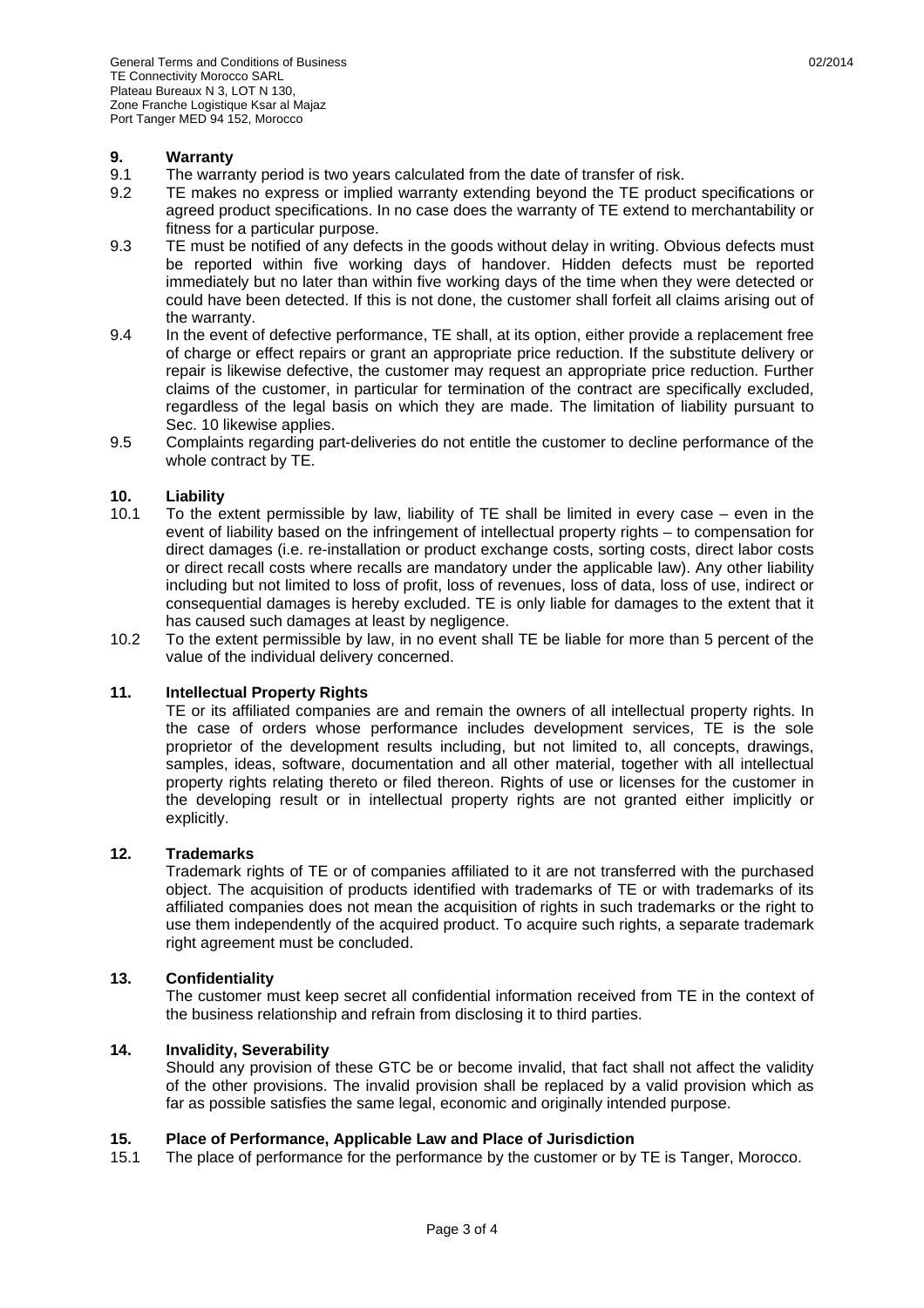## 9. Warranty

9.1 The warranty period is two years calculated from the date of transfer of risk.

9.2 TE makes no express or implied warranty extending beyond the TE product specifications or agreed product specifications. In no case does the warranty of TE extend to merchantability or fitness for a particular purpose.

9.3 TE must be notified of any defects in the goods without delay in writing. Obvious defects must be reported within five working days of handover. Hidden defects must be reported immediately but no later than within five working days of the time when they were detected or could have been detected. If this is not done, the customer shall forfeit all claims arising out of the warranty.

9.4 In the event of defective performance, TE shall, at its option, either provide a replacement free of charge or effect repairs or grant an appropriate price reduction. If the substitute delivery or repair is likewise defective, the customer may request an appropriate price reduction. Further claims of the customer, in particular for termination of the contract are specifically excluded, regardless of the legal basis on which they are made. The limitation of liability pursuant to Sec. 10 likewise applies.

9.5 Complaints regarding part-deliveries do not entitle the customer to decline performance of the whole contract by TE.

## 10. Liability

10.1 To the extent permissible by law, liability of TE shall be limited in every case – even in the event of liability based on the infringement of intellectual property rights – to compensation for direct damages (i.e. re-installation or product exchange costs, sorting costs, direct labor costs or direct recall costs where recalls are mandatory under the applicable law). Any other liability including but not limited to loss of profit, loss of revenues, loss of data, loss of use, indirect or consequential damages is hereby excluded. TE is only liable for damages to the extent that it has caused such damages at least by negligence.

10.2 To the extent permissible by law, in no event shall TE be liable for more than 5 percent of the value of the individual delivery concerned.

## 11. Intellectual Property Rights

TE or its affiliated companies are and remain the owners of all intellectual property rights. In the case of orders whose performance includes development services, TE is the sole proprietor of the development results including, but not limited to, all concepts, drawings, samples, ideas, software, documentation and all other material, together with all intellectual property rights relating thereto or filed thereon. Rights of use or licenses for the customer in the developing result or in intellectual property rights are not granted either implicitly or explicitly.

## 12. Trademarks

Trademark rights of TE or of companies affiliated to it are not transferred with the purchased object. The acquisition of products identified with trademarks of TE or with trademarks of its affiliated companies does not mean the acquisition of rights in such trademarks or the right to use them independently of the acquired product. To acquire such rights, a separate trademark right agreement must be concluded.

## 13. Confidentiality

The customer must keep secret all confidential information received from TE in the context of the business relationship and refrain from disclosing it to third parties.

## 14. Invalidity, Severability

Should any provision of these GTC be or become invalid, that fact shall not affect the validity of the other provisions. The invalid provision shall be replaced by a valid provision which as far as possible satisfies the same legal, economic and originally intended purpose.

## 15. Place of Performance, Applicable Law and Place of Jurisdiction

15.1 The place of performance for the performance by the customer or by TE is Tanger, Morocco.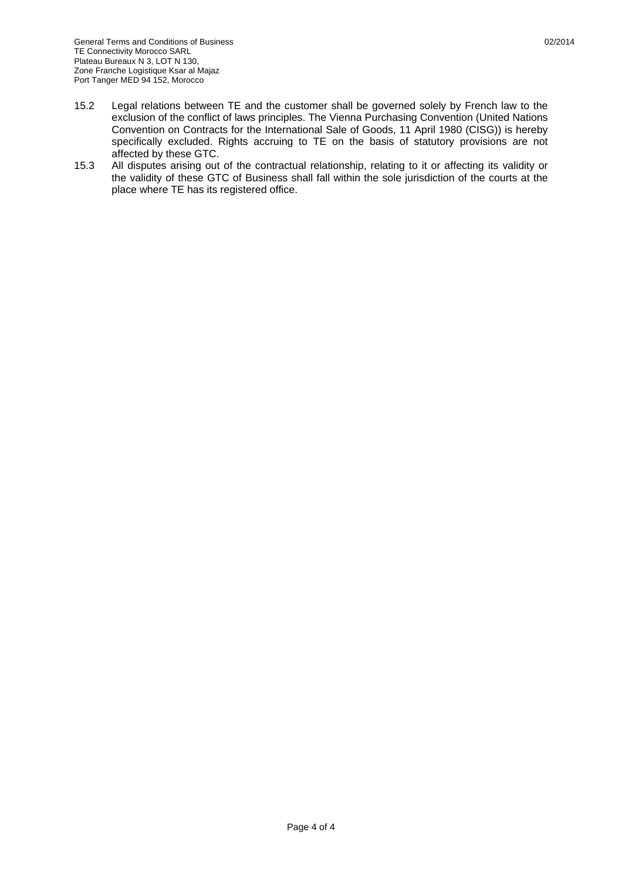15.2 Legal relations between TE and the customer shall be governed solely by French law to the exclusion of the conflict of laws principles. The Vienna Purchasing Convention (United Nations Convention on Contracts for the International Sale of Goods, 11 April 1980 (CISG)) is hereby specifically excluded. Rights accruing to TE on the basis of statutory provisions are not affected by these GTC.

15.3 All disputes arising out of the contractual relationship, relating to it or affecting its validity or the validity of these GTC of Business shall fall within the sole jurisdiction of the courts at the place where TE has its registered office.